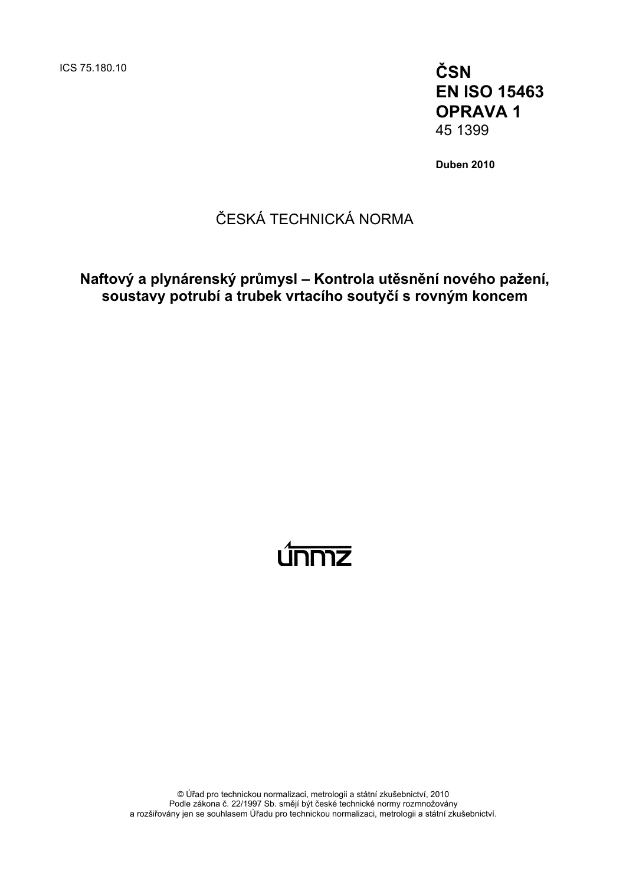ICS 75.180.10

**ČSN**
**EN ISO 15463**
**OPRAVA 1**
45 1399

**Duben 2010**

ČESKÁ TECHNICKÁ NORMA

**Naftový a plynárenský průmysl – Kontrola utěsnění nového pažení, soustavy potrubí a trubek vrtacího soutyčí s rovným koncem**

© Úřad pro technickou normalizaci, metrologii a státní zkušebnictví, 2010
Podle zákona č. 22/1997 Sb. smějí být české technické normy rozmnožovány
a rozšiřovány jen se souhlasem Úřadu pro technickou normalizaci, metrologii a státní zkušebnictví.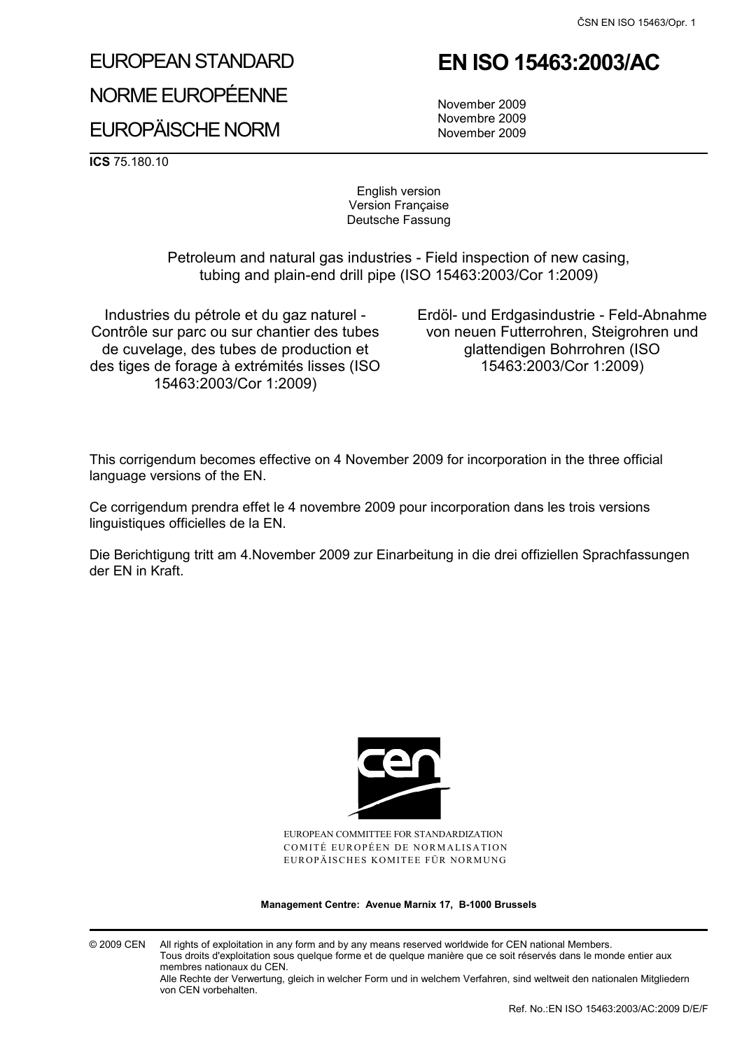# EUROPEAN STANDARD

# NORME EUROPÉENNE

# EUROPÄISCHE NORM

# EN ISO 15463:2003/AC

November 2009
Novembre 2009
November 2009

**ICS** 75.180.10

English version
Version Française
Deutsche Fassung

Petroleum and natural gas industries - Field inspection of new casing, tubing and plain-end drill pipe (ISO 15463:2003/Cor 1:2009)

Industries du pétrole et du gaz naturel - Contrôle sur parc ou sur chantier des tubes de cuvelage, des tubes de production et des tiges de forage à extrémités lisses (ISO 15463:2003/Cor 1:2009)

Erdöl- und Erdgasindustrie - Feld-Abnahme von neuen Futterrohren, Steigrohren und glattendigen Bohrrohren (ISO 15463:2003/Cor 1:2009)

This corrigendum becomes effective on 4 November 2009 for incorporation in the three official language versions of the EN.

Ce corrigendum prendra effet le 4 novembre 2009 pour incorporation dans les trois versions linguistiques officielles de la EN.

Die Berichtigung tritt am 4.November 2009 zur Einarbeitung in die drei offiziellen Sprachfassungen der EN in Kraft.

EUROPEAN COMMITTEE FOR STANDARDIZATION
COMITÉ EUROPÉEN DE NORMALISATION
EUROPÄISCHES KOMITEE FÜR NORMUNG

**Management Centre: Avenue Marnix 17, B-1000 Brussels**

© 2009 CEN All rights of exploitation in any form and by any means reserved worldwide for CEN national Members.
Tous droits d'exploitation sous quelque forme et de quelque manière que ce soit réservés dans le monde entier aux membres nationaux du CEN.
Alle Rechte der Verwertung, gleich in welcher Form und in welchem Verfahren, sind weltweit den nationalen Mitgliedern von CEN vorbehalten.

Ref. No.:EN ISO 15463:2003/AC:2009 D/E/F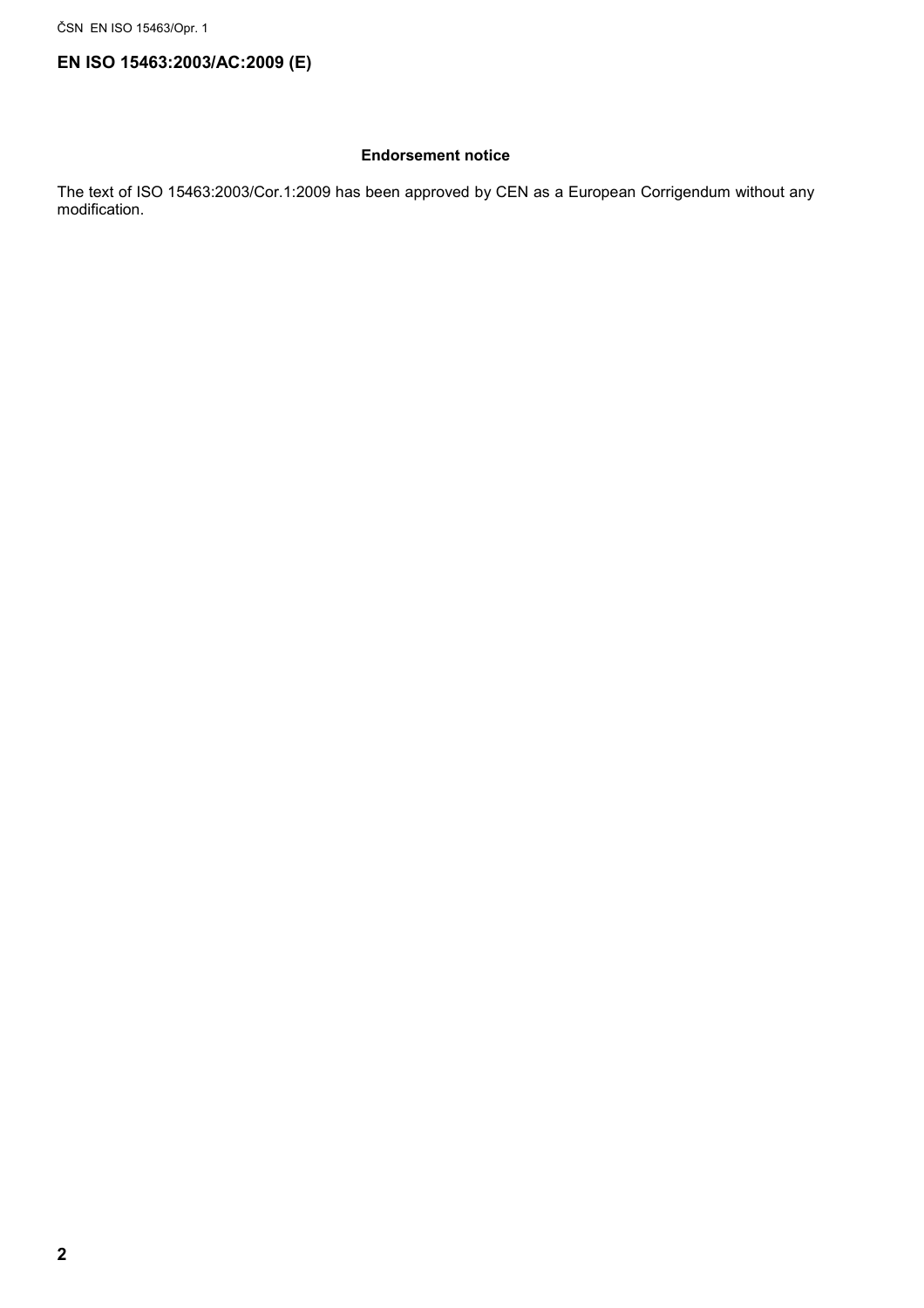**EN ISO 15463:2003/AC:2009 (E)**

**Endorsement notice**

The text of ISO 15463:2003/Cor.1:2009 has been approved by CEN as a European Corrigendum without any modification.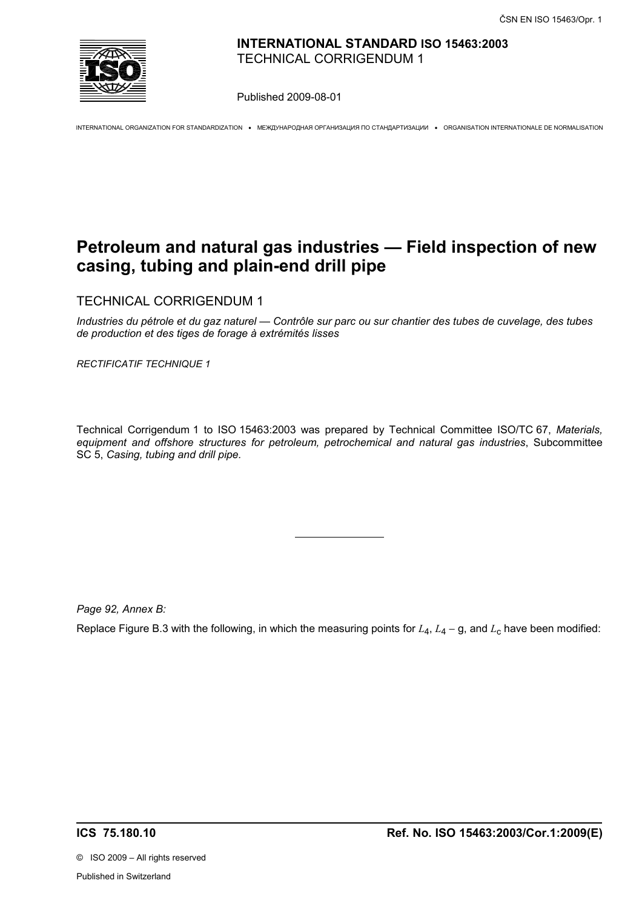**INTERNATIONAL STANDARD ISO 15463:2003**
TECHNICAL CORRIGENDUM 1

Published 2009-08-01

INTERNATIONAL ORGANIZATION FOR STANDARDIZATION • МЕЖДУНАРОДНАЯ ОРГАНИЗАЦИЯ ПО СТАНДАРТИЗАЦИИ • ORGANISATION INTERNATIONALE DE NORMALISATION

# Petroleum and natural gas industries — Field inspection of new casing, tubing and plain-end drill pipe

TECHNICAL CORRIGENDUM 1

*Industries du pétrole et du gaz naturel — Contrôle sur parc ou sur chantier des tubes de cuvelage, des tubes de production et des tiges de forage à extrémités lisses*

*RECTIFICATIF TECHNIQUE 1*

Technical Corrigendum 1 to ISO 15463:2003 was prepared by Technical Committee ISO/TC 67, *Materials, equipment and offshore structures for petroleum, petrochemical and natural gas industries*, Subcommittee SC 5, *Casing, tubing and drill pipe.*

---

*Page 92, Annex B:*

Replace Figure B.3 with the following, in which the measuring points for $L_4$, $L_4 - \mathrm{g}$, and $L_c$ have been modified:

**ICS 75.180.10** **Ref. No. ISO 15463:2003/Cor.1:2009(E)**

© ISO 2009 – All rights reserved

Published in Switzerland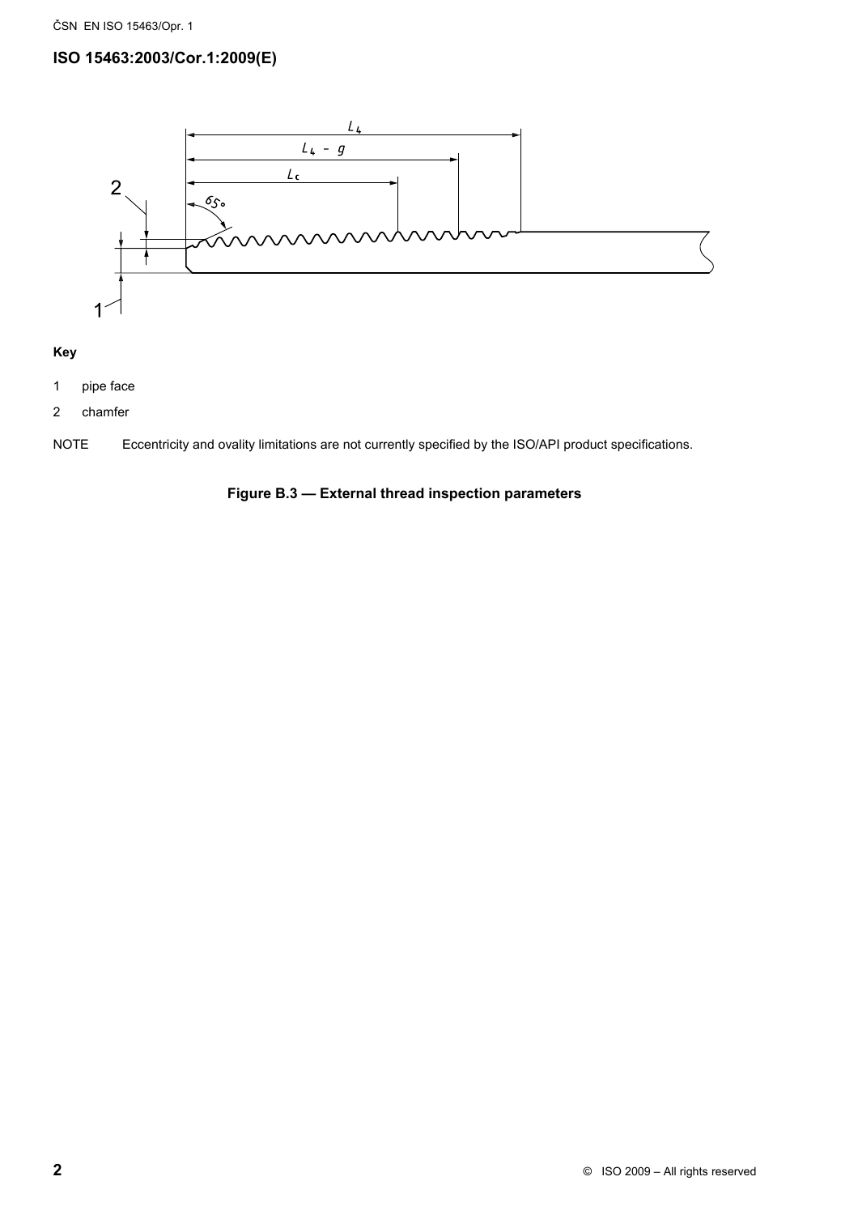**Key**

1 pipe face

2 chamfer

NOTE Eccentricity and ovality limitations are not currently specified by the ISO/API product specifications.

**Figure B.3 — External thread inspection parameters**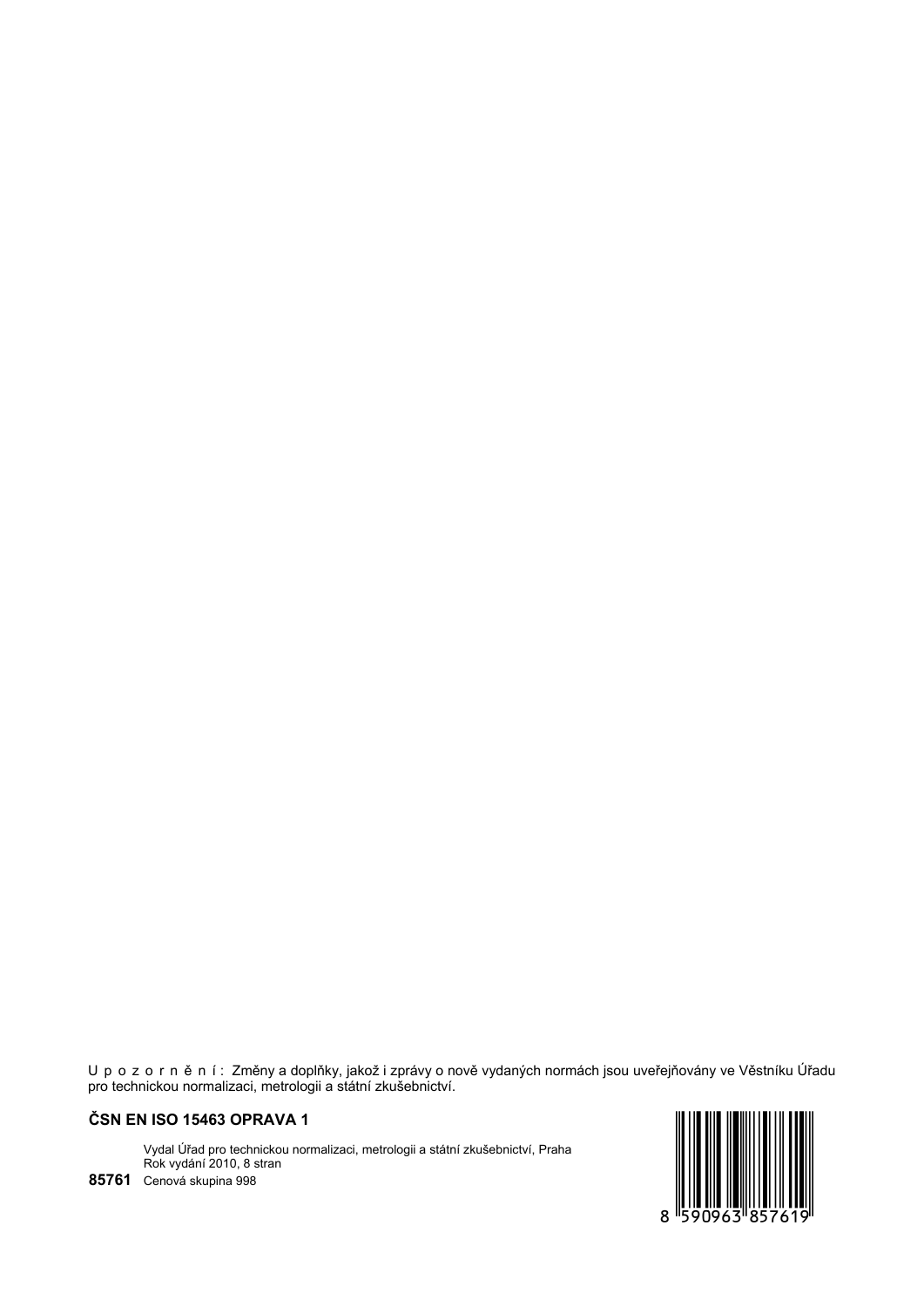U p o z o r n ě n í : Změny a doplňky, jakož i zprávy o nově vydaných normách jsou uveřejňovány ve Věstníku Úřadu pro technickou normalizaci, metrologii a státní zkušebnictví.

**ČSN EN ISO 15463 OPRAVA 1**

Vydal Úřad pro technickou normalizaci, metrologii a státní zkušebnictví, Praha
Rok vydání 2010, 8 stran

**85761** Cenová skupina 998

8 590963 857619